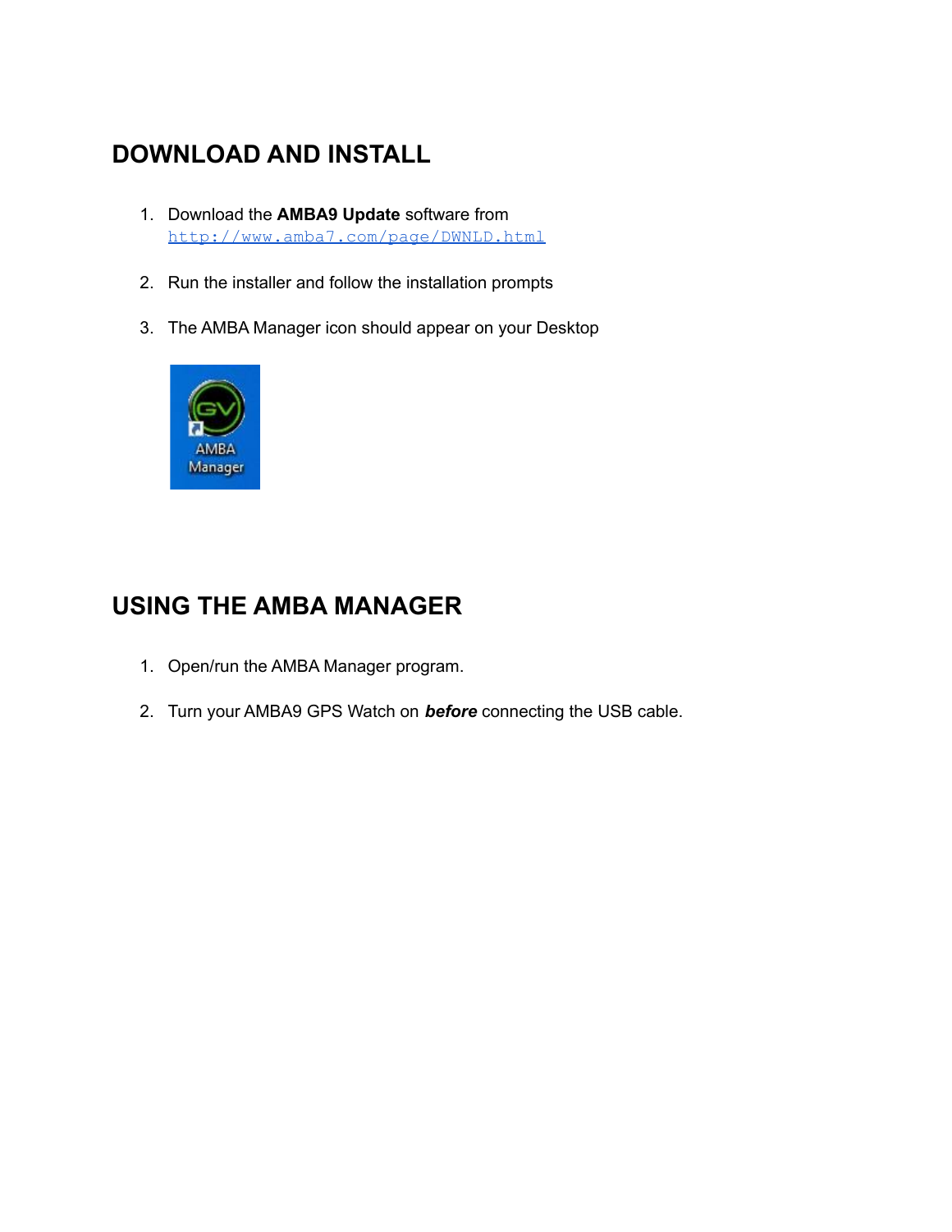# DOWNLOAD AND INSTALL

1. Download the **AMBA9 Update** software from http://www.amba7.com/page/DWNLD.html

2. Run the installer and follow the installation prompts

3. The AMBA Manager icon should appear on your Desktop

# USING THE AMBA MANAGER

1. Open/run the AMBA Manager program.

2. Turn your AMBA9 GPS Watch on ***before*** connecting the USB cable.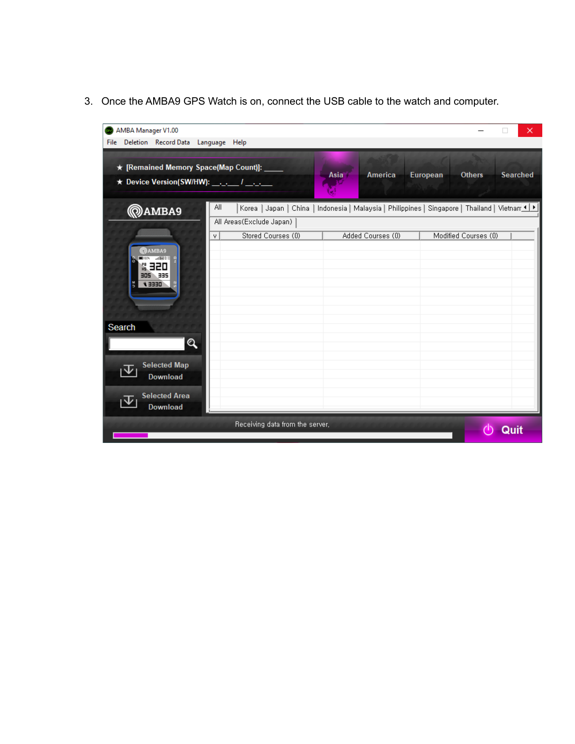3. Once the AMBA9 GPS Watch is on, connect the USB cable to the watch and computer.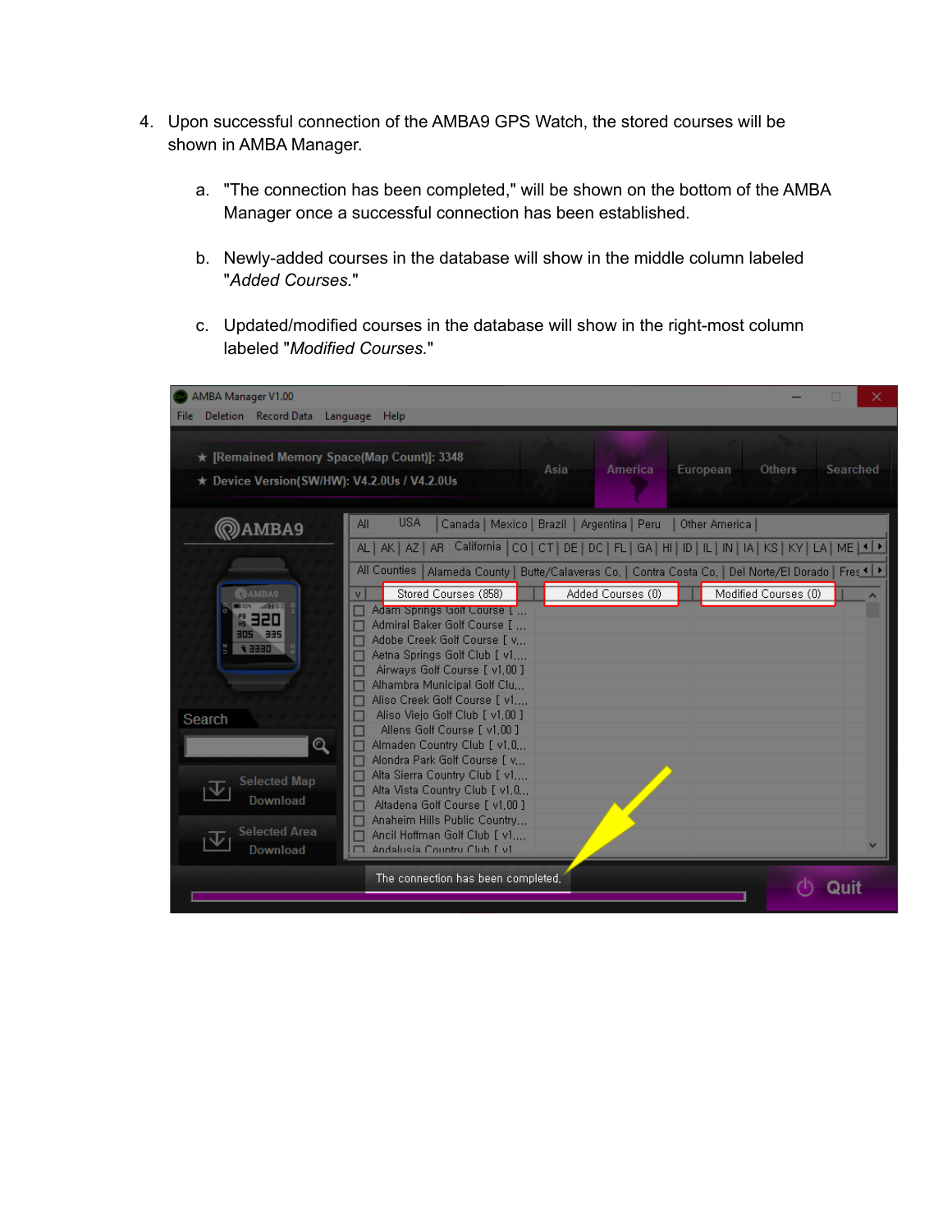4. Upon successful connection of the AMBA9 GPS Watch, the stored courses will be shown in AMBA Manager.

    a. "The connection has been completed," will be shown on the bottom of the AMBA Manager once a successful connection has been established.

    b. Newly-added courses in the database will show in the middle column labeled "*Added Courses.*"

    c. Updated/modified courses in the database will show in the right-most column labeled "*Modified Courses.*"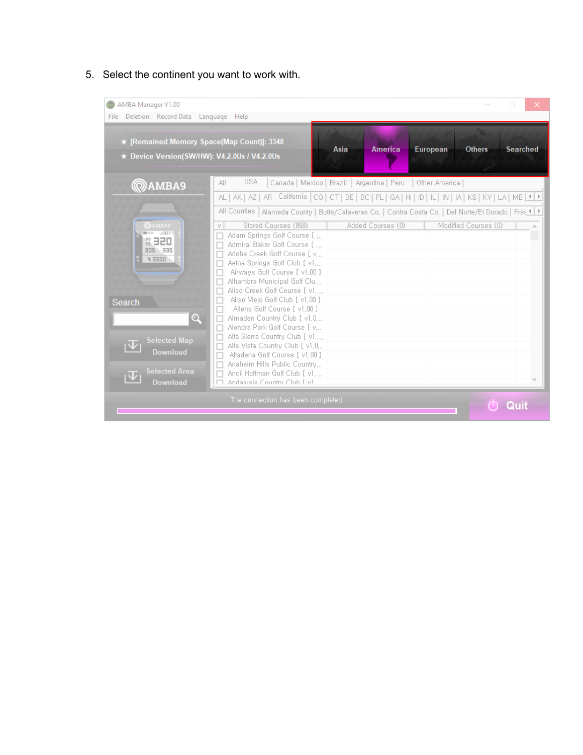5. Select the continent you want to work with.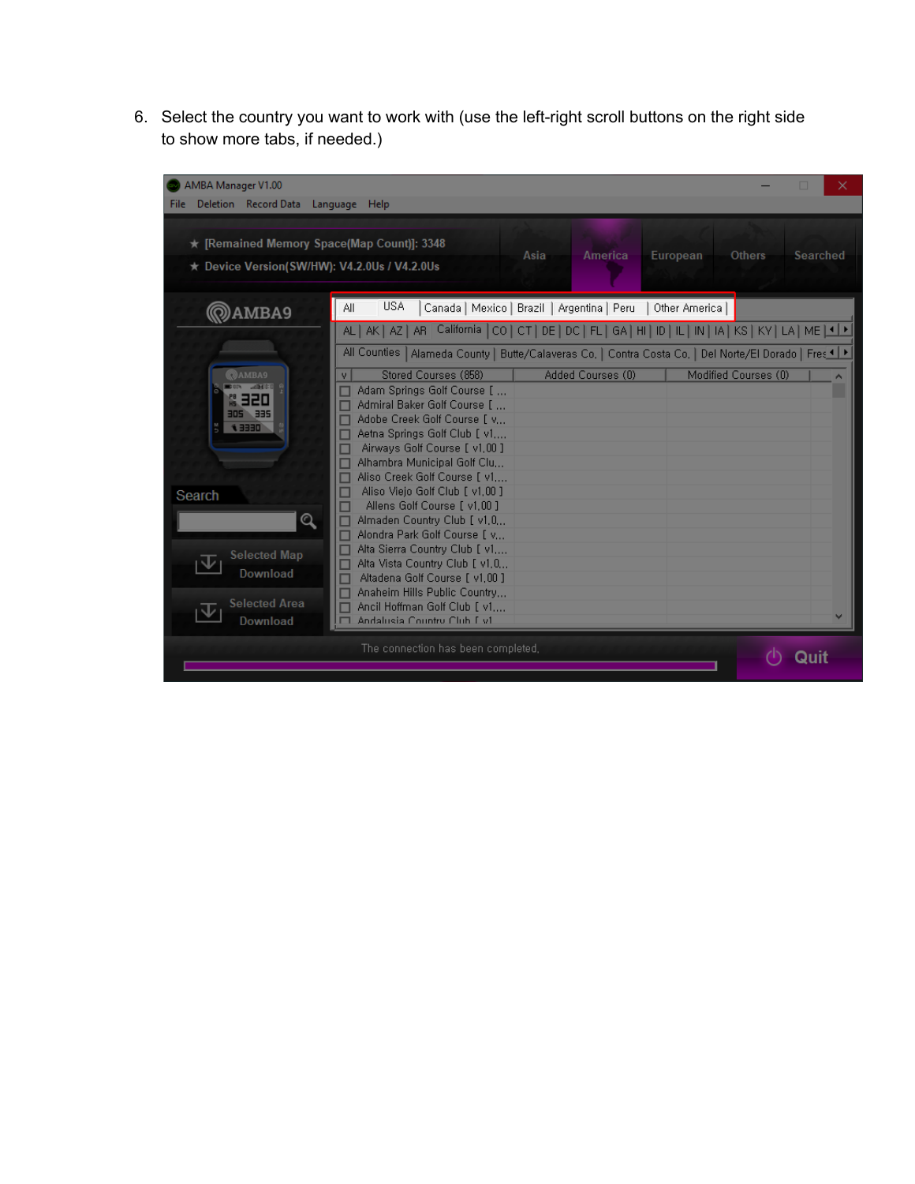6. Select the country you want to work with (use the left-right scroll buttons on the right side to show more tabs, if needed.)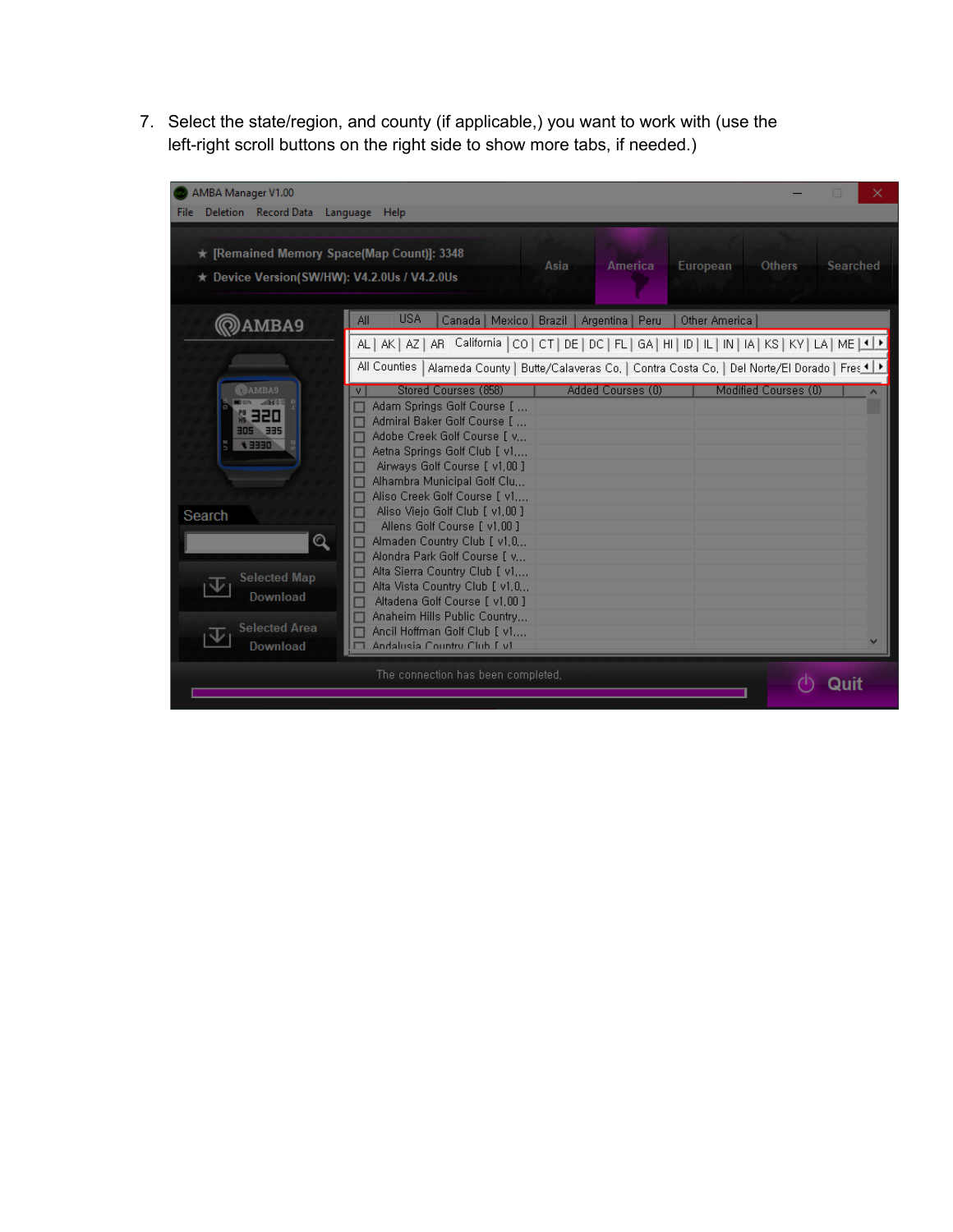7. Select the state/region, and county (if applicable,) you want to work with (use the left-right scroll buttons on the right side to show more tabs, if needed.)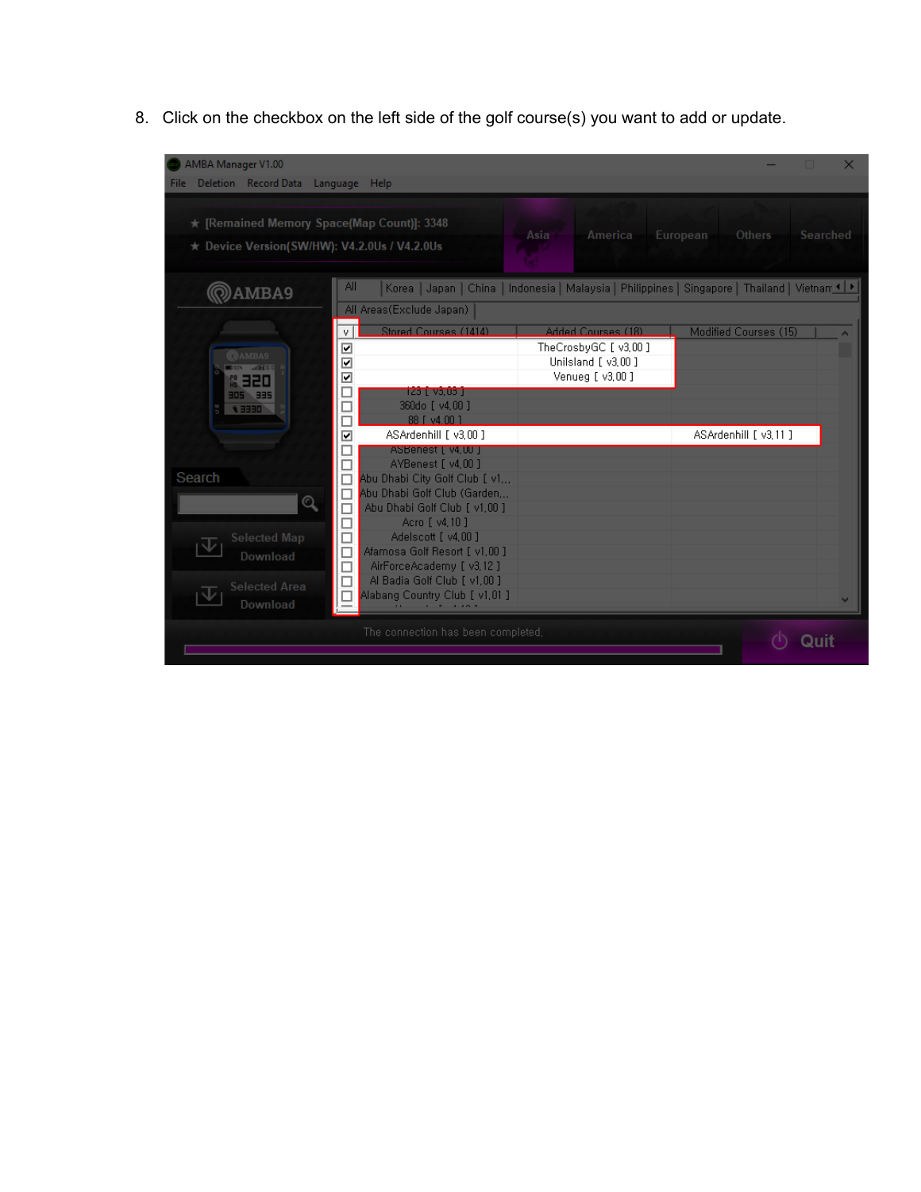8. Click on the checkbox on the left side of the golf course(s) you want to add or update.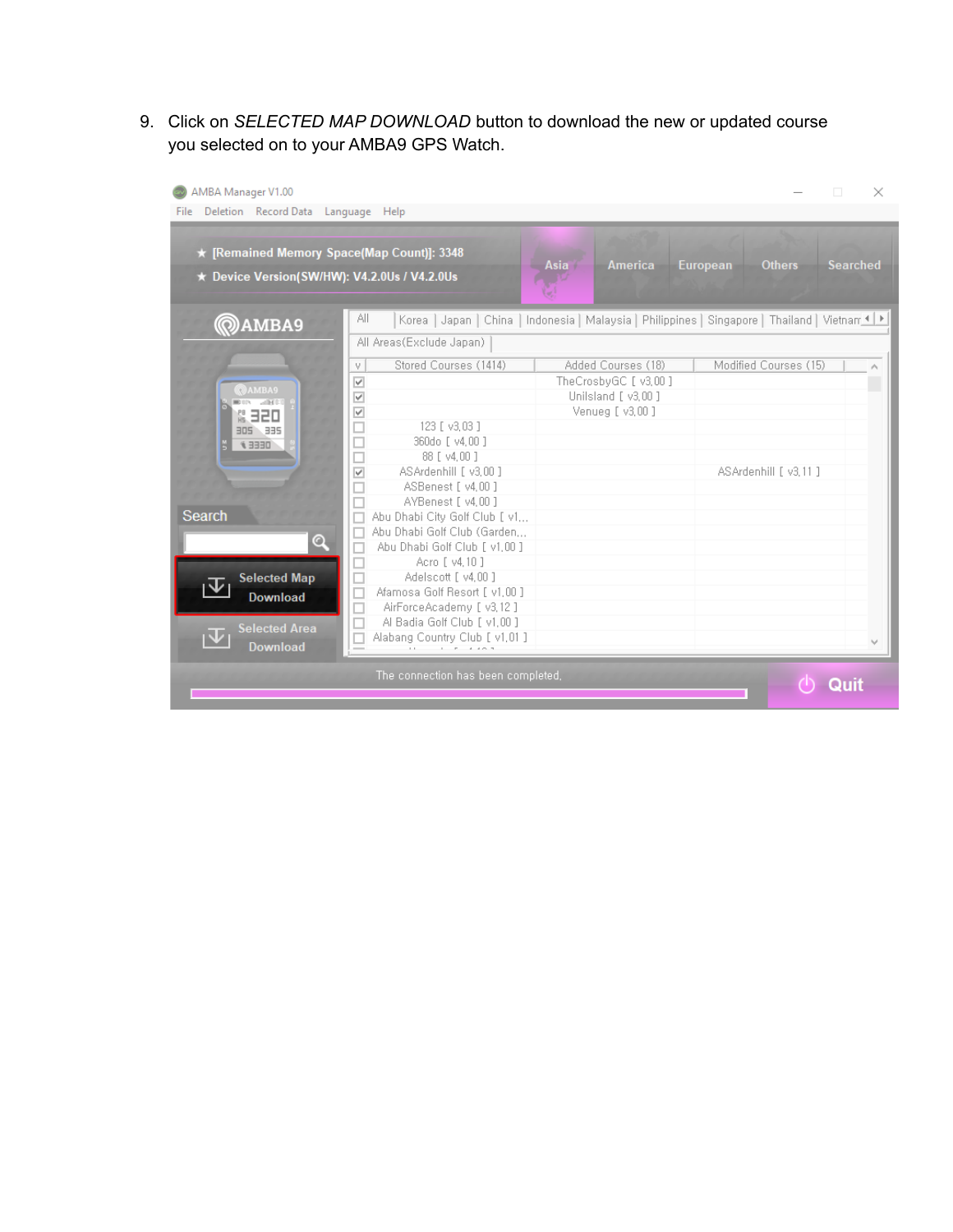9. Click on *SELECTED MAP DOWNLOAD* button to download the new or updated course you selected on to your AMBA9 GPS Watch.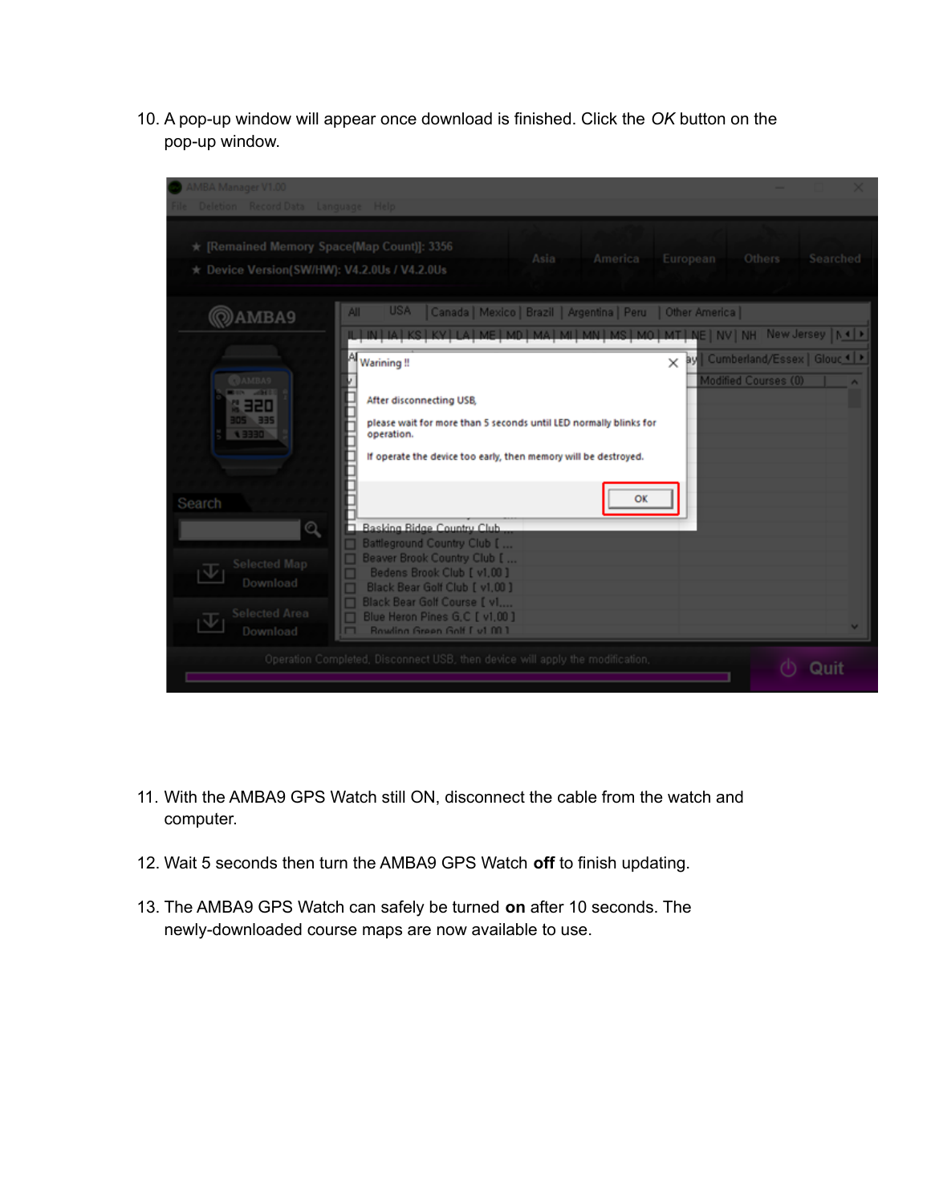10. A pop-up window will appear once download is finished. Click the *OK* button on the pop-up window.

11. With the AMBA9 GPS Watch still ON, disconnect the cable from the watch and computer.

12. Wait 5 seconds then turn the AMBA9 GPS Watch **off** to finish updating.

13. The AMBA9 GPS Watch can safely be turned **on** after 10 seconds. The newly-downloaded course maps are now available to use.